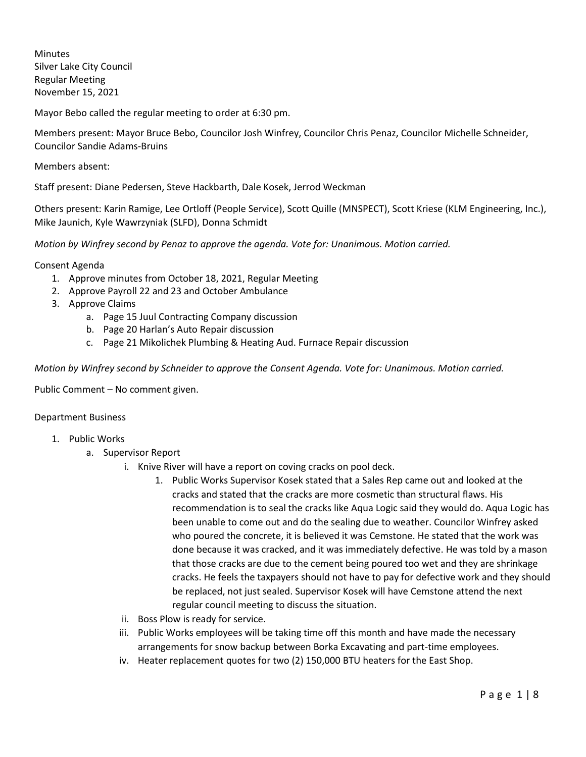Minutes
Silver Lake City Council
Regular Meeting
November 15, 2021

Mayor Bebo called the regular meeting to order at 6:30 pm.

Members present: Mayor Bruce Bebo, Councilor Josh Winfrey, Councilor Chris Penaz, Councilor Michelle Schneider, Councilor Sandie Adams-Bruins

Members absent:

Staff present: Diane Pedersen, Steve Hackbarth, Dale Kosek, Jerrod Weckman

Others present: Karin Ramige, Lee Ortloff (People Service), Scott Quille (MNSPECT), Scott Kriese (KLM Engineering, Inc.), Mike Jaunich, Kyle Wawrzyniak (SLFD), Donna Schmidt

*Motion by Winfrey second by Penaz to approve the agenda. Vote for: Unanimous. Motion carried.*

Consent Agenda

1. Approve minutes from October 18, 2021, Regular Meeting
2. Approve Payroll 22 and 23 and October Ambulance
3. Approve Claims
   a. Page 15 Juul Contracting Company discussion
   b. Page 20 Harlan's Auto Repair discussion
   c. Page 21 Mikolichek Plumbing & Heating Aud. Furnace Repair discussion

*Motion by Winfrey second by Schneider to approve the Consent Agenda. Vote for: Unanimous. Motion carried.*

Public Comment – No comment given.

Department Business

1. Public Works
   a. Supervisor Report
      i. Knive River will have a report on coving cracks on pool deck.
         1. Public Works Supervisor Kosek stated that a Sales Rep came out and looked at the cracks and stated that the cracks are more cosmetic than structural flaws. His recommendation is to seal the cracks like Aqua Logic said they would do. Aqua Logic has been unable to come out and do the sealing due to weather. Councilor Winfrey asked who poured the concrete, it is believed it was Cemstone. He stated that the work was done because it was cracked, and it was immediately defective. He was told by a mason that those cracks are due to the cement being poured too wet and they are shrinkage cracks. He feels the taxpayers should not have to pay for defective work and they should be replaced, not just sealed. Supervisor Kosek will have Cemstone attend the next regular council meeting to discuss the situation.
      ii. Boss Plow is ready for service.
      iii. Public Works employees will be taking time off this month and have made the necessary arrangements for snow backup between Borka Excavating and part-time employees.
      iv. Heater replacement quotes for two (2) 150,000 BTU heaters for the East Shop.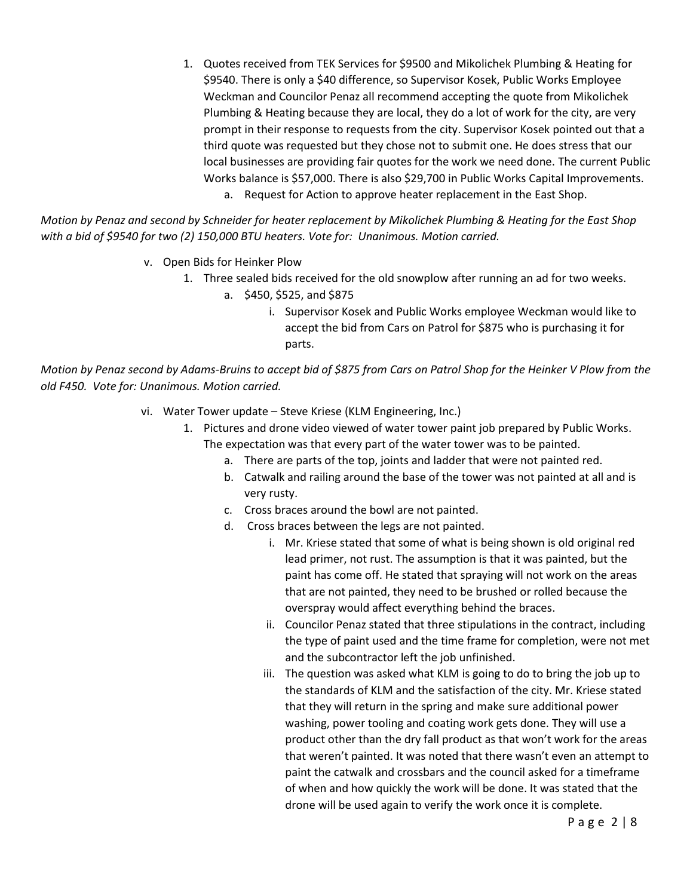1. Quotes received from TEK Services for $9500 and Mikolichek Plumbing & Heating for $9540. There is only a $40 difference, so Supervisor Kosek, Public Works Employee Weckman and Councilor Penaz all recommend accepting the quote from Mikolichek Plumbing & Heating because they are local, they do a lot of work for the city, are very prompt in their response to requests from the city. Supervisor Kosek pointed out that a third quote was requested but they chose not to submit one. He does stress that our local businesses are providing fair quotes for the work we need done. The current Public Works balance is $57,000. There is also $29,700 in Public Works Capital Improvements.
   a. Request for Action to approve heater replacement in the East Shop.

*Motion by Penaz and second by Schneider for heater replacement by Mikolichek Plumbing & Heating for the East Shop with a bid of $9540 for two (2) 150,000 BTU heaters. Vote for: Unanimous. Motion carried.*

v. Open Bids for Heinker Plow

1. Three sealed bids received for the old snowplow after running an ad for two weeks.
   a. $450, $525, and $875
      i. Supervisor Kosek and Public Works employee Weckman would like to accept the bid from Cars on Patrol for $875 who is purchasing it for parts.

*Motion by Penaz second by Adams-Bruins to accept bid of $875 from Cars on Patrol Shop for the Heinker V Plow from the old F450. Vote for: Unanimous. Motion carried.*

vi. Water Tower update – Steve Kriese (KLM Engineering, Inc.)

1. Pictures and drone video viewed of water tower paint job prepared by Public Works. The expectation was that every part of the water tower was to be painted.
   a. There are parts of the top, joints and ladder that were not painted red.
   b. Catwalk and railing around the base of the tower was not painted at all and is very rusty.
   c. Cross braces around the bowl are not painted.
   d. Cross braces between the legs are not painted.
      i. Mr. Kriese stated that some of what is being shown is old original red lead primer, not rust. The assumption is that it was painted, but the paint has come off. He stated that spraying will not work on the areas that are not painted, they need to be brushed or rolled because the overspray would affect everything behind the braces.
      ii. Councilor Penaz stated that three stipulations in the contract, including the type of paint used and the time frame for completion, were not met and the subcontractor left the job unfinished.
      iii. The question was asked what KLM is going to do to bring the job up to the standards of KLM and the satisfaction of the city. Mr. Kriese stated that they will return in the spring and make sure additional power washing, power tooling and coating work gets done. They will use a product other than the dry fall product as that won't work for the areas that weren't painted. It was noted that there wasn't even an attempt to paint the catwalk and crossbars and the council asked for a timeframe of when and how quickly the work will be done. It was stated that the drone will be used again to verify the work once it is complete.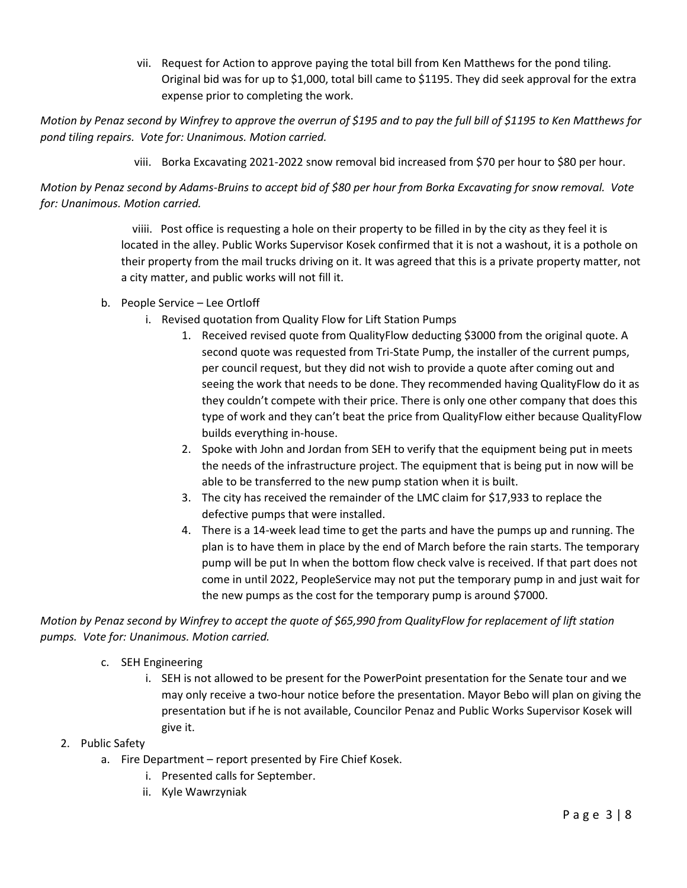vii. Request for Action to approve paying the total bill from Ken Matthews for the pond tiling. Original bid was for up to $1,000, total bill came to $1195. They did seek approval for the extra expense prior to completing the work.

*Motion by Penaz second by Winfrey to approve the overrun of $195 and to pay the full bill of $1195 to Ken Matthews for pond tiling repairs. Vote for: Unanimous. Motion carried.*

viii. Borka Excavating 2021-2022 snow removal bid increased from $70 per hour to $80 per hour.

*Motion by Penaz second by Adams-Bruins to accept bid of $80 per hour from Borka Excavating for snow removal. Vote for: Unanimous. Motion carried.*

viiii. Post office is requesting a hole on their property to be filled in by the city as they feel it is located in the alley. Public Works Supervisor Kosek confirmed that it is not a washout, it is a pothole on their property from the mail trucks driving on it. It was agreed that this is a private property matter, not a city matter, and public works will not fill it.

- b. People Service – Lee Ortloff
  - i. Revised quotation from Quality Flow for Lift Station Pumps
    1. Received revised quote from QualityFlow deducting $3000 from the original quote. A second quote was requested from Tri-State Pump, the installer of the current pumps, per council request, but they did not wish to provide a quote after coming out and seeing the work that needs to be done. They recommended having QualityFlow do it as they couldn't compete with their price. There is only one other company that does this type of work and they can't beat the price from QualityFlow either because QualityFlow builds everything in-house.
    2. Spoke with John and Jordan from SEH to verify that the equipment being put in meets the needs of the infrastructure project. The equipment that is being put in now will be able to be transferred to the new pump station when it is built.
    3. The city has received the remainder of the LMC claim for $17,933 to replace the defective pumps that were installed.
    4. There is a 14-week lead time to get the parts and have the pumps up and running. The plan is to have them in place by the end of March before the rain starts. The temporary pump will be put In when the bottom flow check valve is received. If that part does not come in until 2022, PeopleService may not put the temporary pump in and just wait for the new pumps as the cost for the temporary pump is around $7000.

*Motion by Penaz second by Winfrey to accept the quote of $65,990 from QualityFlow for replacement of lift station pumps. Vote for: Unanimous. Motion carried.*

- c. SEH Engineering
  - i. SEH is not allowed to be present for the PowerPoint presentation for the Senate tour and we may only receive a two-hour notice before the presentation. Mayor Bebo will plan on giving the presentation but if he is not available, Councilor Penaz and Public Works Supervisor Kosek will give it.

2. Public Safety
   - a. Fire Department – report presented by Fire Chief Kosek.
     - i. Presented calls for September.
     - ii. Kyle Wawrzyniak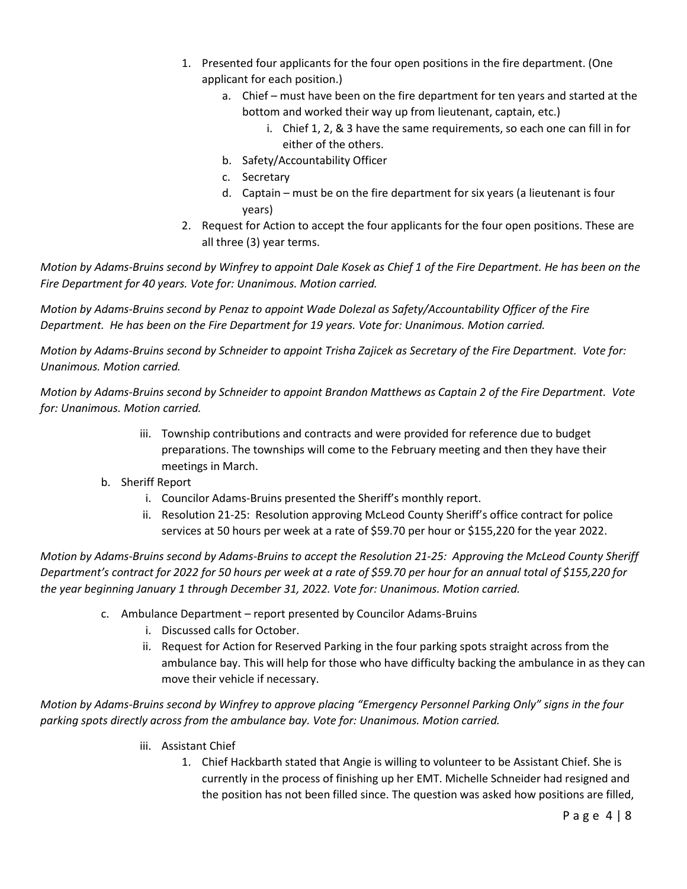1. Presented four applicants for the four open positions in the fire department. (One applicant for each position.)
    a. Chief – must have been on the fire department for ten years and started at the bottom and worked their way up from lieutenant, captain, etc.)
        i. Chief 1, 2, & 3 have the same requirements, so each one can fill in for either of the others.
    b. Safety/Accountability Officer
    c. Secretary
    d. Captain – must be on the fire department for six years (a lieutenant is four years)
2. Request for Action to accept the four applicants for the four open positions. These are all three (3) year terms.

*Motion by Adams-Bruins second by Winfrey to appoint Dale Kosek as Chief 1 of the Fire Department. He has been on the Fire Department for 40 years. Vote for: Unanimous. Motion carried.*

*Motion by Adams-Bruins second by Penaz to appoint Wade Dolezal as Safety/Accountability Officer of the Fire Department. He has been on the Fire Department for 19 years. Vote for: Unanimous. Motion carried.*

*Motion by Adams-Bruins second by Schneider to appoint Trisha Zajicek as Secretary of the Fire Department. Vote for: Unanimous. Motion carried.*

*Motion by Adams-Bruins second by Schneider to appoint Brandon Matthews as Captain 2 of the Fire Department. Vote for: Unanimous. Motion carried.*

iii. Township contributions and contracts and were provided for reference due to budget preparations. The townships will come to the February meeting and then they have their meetings in March.

b. Sheriff Report
    i. Councilor Adams-Bruins presented the Sheriff's monthly report.
    ii. Resolution 21-25: Resolution approving McLeod County Sheriff's office contract for police services at 50 hours per week at a rate of $59.70 per hour or $155,220 for the year 2022.

*Motion by Adams-Bruins second by Adams-Bruins to accept the Resolution 21-25: Approving the McLeod County Sheriff Department's contract for 2022 for 50 hours per week at a rate of $59.70 per hour for an annual total of $155,220 for the year beginning January 1 through December 31, 2022. Vote for: Unanimous. Motion carried.*

c. Ambulance Department – report presented by Councilor Adams-Bruins
    i. Discussed calls for October.
    ii. Request for Action for Reserved Parking in the four parking spots straight across from the ambulance bay. This will help for those who have difficulty backing the ambulance in as they can move their vehicle if necessary.

*Motion by Adams-Bruins second by Winfrey to approve placing "Emergency Personnel Parking Only" signs in the four parking spots directly across from the ambulance bay. Vote for: Unanimous. Motion carried.*

iii. Assistant Chief
    1. Chief Hackbarth stated that Angie is willing to volunteer to be Assistant Chief. She is currently in the process of finishing up her EMT. Michelle Schneider had resigned and the position has not been filled since. The question was asked how positions are filled,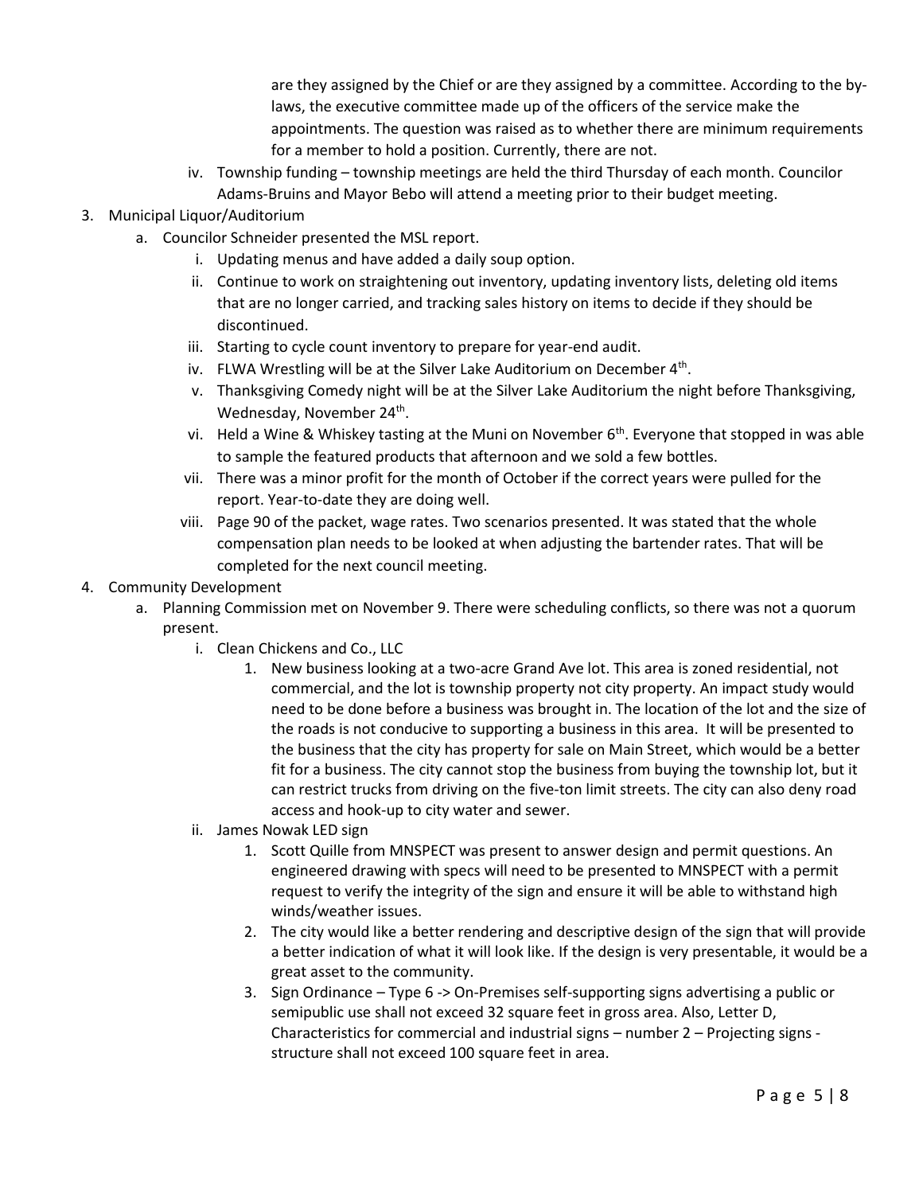are they assigned by the Chief or are they assigned by a committee. According to the by-laws, the executive committee made up of the officers of the service make the appointments. The question was raised as to whether there are minimum requirements for a member to hold a position. Currently, there are not.

   iv. Township funding – township meetings are held the third Thursday of each month. Councilor Adams-Bruins and Mayor Bebo will attend a meeting prior to their budget meeting.

3. Municipal Liquor/Auditorium
   a. Councilor Schneider presented the MSL report.
      i. Updating menus and have added a daily soup option.
      ii. Continue to work on straightening out inventory, updating inventory lists, deleting old items that are no longer carried, and tracking sales history on items to decide if they should be discontinued.
      iii. Starting to cycle count inventory to prepare for year-end audit.
      iv. FLWA Wrestling will be at the Silver Lake Auditorium on December 4th.
      v. Thanksgiving Comedy night will be at the Silver Lake Auditorium the night before Thanksgiving, Wednesday, November 24th.
      vi. Held a Wine & Whiskey tasting at the Muni on November 6th. Everyone that stopped in was able to sample the featured products that afternoon and we sold a few bottles.
      vii. There was a minor profit for the month of October if the correct years were pulled for the report. Year-to-date they are doing well.
      viii. Page 90 of the packet, wage rates. Two scenarios presented. It was stated that the whole compensation plan needs to be looked at when adjusting the bartender rates. That will be completed for the next council meeting.

4. Community Development
   a. Planning Commission met on November 9. There were scheduling conflicts, so there was not a quorum present.
      i. Clean Chickens and Co., LLC
         1. New business looking at a two-acre Grand Ave lot. This area is zoned residential, not commercial, and the lot is township property not city property. An impact study would need to be done before a business was brought in. The location of the lot and the size of the roads is not conducive to supporting a business in this area. It will be presented to the business that the city has property for sale on Main Street, which would be a better fit for a business. The city cannot stop the business from buying the township lot, but it can restrict trucks from driving on the five-ton limit streets. The city can also deny road access and hook-up to city water and sewer.
      ii. James Nowak LED sign
         1. Scott Quille from MNSPECT was present to answer design and permit questions. An engineered drawing with specs will need to be presented to MNSPECT with a permit request to verify the integrity of the sign and ensure it will be able to withstand high winds/weather issues.
         2. The city would like a better rendering and descriptive design of the sign that will provide a better indication of what it will look like. If the design is very presentable, it would be a great asset to the community.
         3. Sign Ordinance – Type 6 -> On-Premises self-supporting signs advertising a public or semipublic use shall not exceed 32 square feet in gross area. Also, Letter D, Characteristics for commercial and industrial signs – number 2 – Projecting signs - structure shall not exceed 100 square feet in area.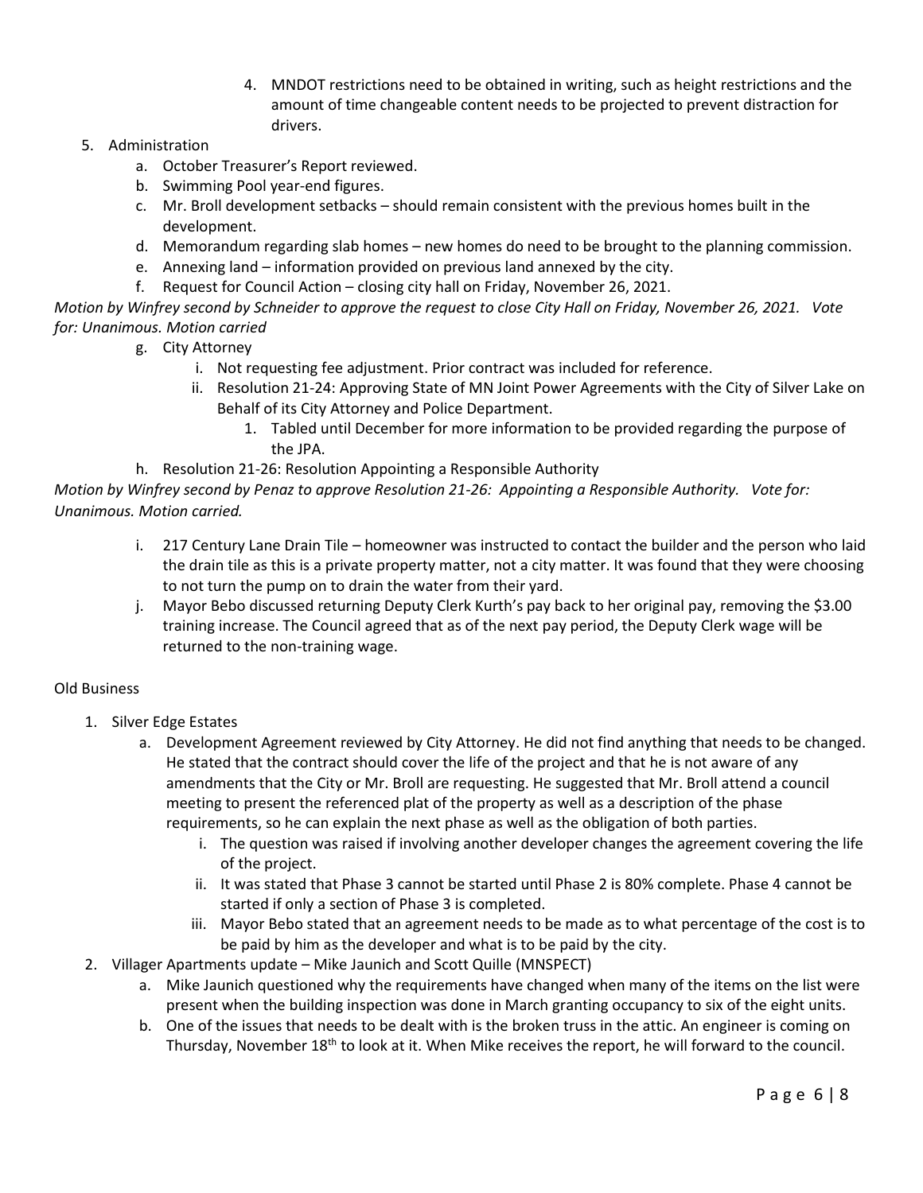4. MNDOT restrictions need to be obtained in writing, such as height restrictions and the amount of time changeable content needs to be projected to prevent distraction for drivers.

5. Administration
   a. October Treasurer's Report reviewed.
   b. Swimming Pool year-end figures.
   c. Mr. Broll development setbacks – should remain consistent with the previous homes built in the development.
   d. Memorandum regarding slab homes – new homes do need to be brought to the planning commission.
   e. Annexing land – information provided on previous land annexed by the city.
   f. Request for Council Action – closing city hall on Friday, November 26, 2021.

*Motion by Winfrey second by Schneider to approve the request to close City Hall on Friday, November 26, 2021. Vote for: Unanimous. Motion carried*

   g. City Attorney
      i. Not requesting fee adjustment. Prior contract was included for reference.
      ii. Resolution 21-24: Approving State of MN Joint Power Agreements with the City of Silver Lake on Behalf of its City Attorney and Police Department.
         1. Tabled until December for more information to be provided regarding the purpose of the JPA.
   h. Resolution 21-26: Resolution Appointing a Responsible Authority

*Motion by Winfrey second by Penaz to approve Resolution 21-26: Appointing a Responsible Authority. Vote for: Unanimous. Motion carried.*

   i. 217 Century Lane Drain Tile – homeowner was instructed to contact the builder and the person who laid the drain tile as this is a private property matter, not a city matter. It was found that they were choosing to not turn the pump on to drain the water from their yard.
   j. Mayor Bebo discussed returning Deputy Clerk Kurth's pay back to her original pay, removing the $3.00 training increase. The Council agreed that as of the next pay period, the Deputy Clerk wage will be returned to the non-training wage.

Old Business

1. Silver Edge Estates
   a. Development Agreement reviewed by City Attorney. He did not find anything that needs to be changed. He stated that the contract should cover the life of the project and that he is not aware of any amendments that the City or Mr. Broll are requesting. He suggested that Mr. Broll attend a council meeting to present the referenced plat of the property as well as a description of the phase requirements, so he can explain the next phase as well as the obligation of both parties.
      i. The question was raised if involving another developer changes the agreement covering the life of the project.
      ii. It was stated that Phase 3 cannot be started until Phase 2 is 80% complete. Phase 4 cannot be started if only a section of Phase 3 is completed.
      iii. Mayor Bebo stated that an agreement needs to be made as to what percentage of the cost is to be paid by him as the developer and what is to be paid by the city.
2. Villager Apartments update – Mike Jaunich and Scott Quille (MNSPECT)
   a. Mike Jaunich questioned why the requirements have changed when many of the items on the list were present when the building inspection was done in March granting occupancy to six of the eight units.
   b. One of the issues that needs to be dealt with is the broken truss in the attic. An engineer is coming on Thursday, November 18th to look at it. When Mike receives the report, he will forward to the council.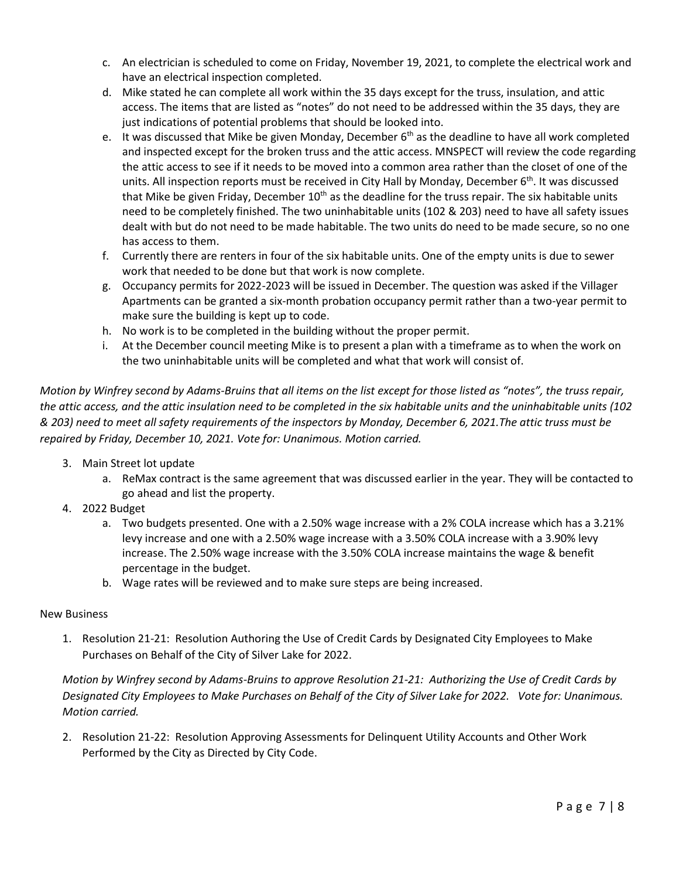c. An electrician is scheduled to come on Friday, November 19, 2021, to complete the electrical work and have an electrical inspection completed.
d. Mike stated he can complete all work within the 35 days except for the truss, insulation, and attic access. The items that are listed as "notes" do not need to be addressed within the 35 days, they are just indications of potential problems that should be looked into.
e. It was discussed that Mike be given Monday, December 6th as the deadline to have all work completed and inspected except for the broken truss and the attic access. MNSPECT will review the code regarding the attic access to see if it needs to be moved into a common area rather than the closet of one of the units. All inspection reports must be received in City Hall by Monday, December 6th. It was discussed that Mike be given Friday, December 10th as the deadline for the truss repair. The six habitable units need to be completely finished. The two uninhabitable units (102 & 203) need to have all safety issues dealt with but do not need to be made habitable. The two units do need to be made secure, so no one has access to them.
f. Currently there are renters in four of the six habitable units. One of the empty units is due to sewer work that needed to be done but that work is now complete.
g. Occupancy permits for 2022-2023 will be issued in December. The question was asked if the Villager Apartments can be granted a six-month probation occupancy permit rather than a two-year permit to make sure the building is kept up to code.
h. No work is to be completed in the building without the proper permit.
i. At the December council meeting Mike is to present a plan with a timeframe as to when the work on the two uninhabitable units will be completed and what that work will consist of.

*Motion by Winfrey second by Adams-Bruins that all items on the list except for those listed as "notes", the truss repair, the attic access, and the attic insulation need to be completed in the six habitable units and the uninhabitable units (102 & 203) need to meet all safety requirements of the inspectors by Monday, December 6, 2021.The attic truss must be repaired by Friday, December 10, 2021. Vote for: Unanimous. Motion carried.*

3. Main Street lot update
   a. ReMax contract is the same agreement that was discussed earlier in the year. They will be contacted to go ahead and list the property.
4. 2022 Budget
   a. Two budgets presented. One with a 2.50% wage increase with a 2% COLA increase which has a 3.21% levy increase and one with a 2.50% wage increase with a 3.50% COLA increase with a 3.90% levy increase. The 2.50% wage increase with the 3.50% COLA increase maintains the wage & benefit percentage in the budget.
   b. Wage rates will be reviewed and to make sure steps are being increased.

New Business

1. Resolution 21-21: Resolution Authoring the Use of Credit Cards by Designated City Employees to Make Purchases on Behalf of the City of Silver Lake for 2022.

*Motion by Winfrey second by Adams-Bruins to approve Resolution 21-21: Authorizing the Use of Credit Cards by Designated City Employees to Make Purchases on Behalf of the City of Silver Lake for 2022. Vote for: Unanimous. Motion carried.*

2. Resolution 21-22: Resolution Approving Assessments for Delinquent Utility Accounts and Other Work Performed by the City as Directed by City Code.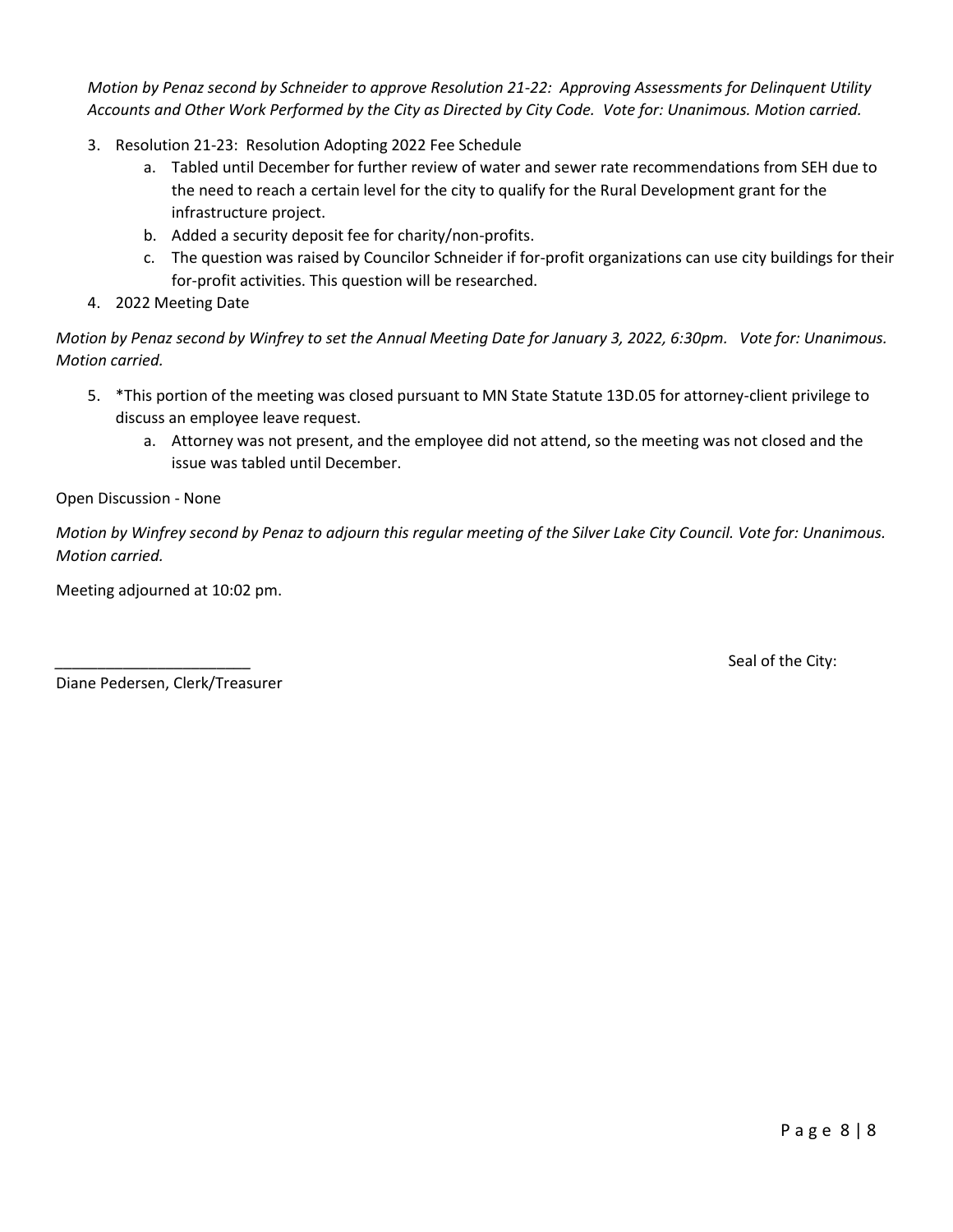*Motion by Penaz second by Schneider to approve Resolution 21-22: Approving Assessments for Delinquent Utility Accounts and Other Work Performed by the City as Directed by City Code. Vote for: Unanimous. Motion carried.*

3. Resolution 21-23: Resolution Adopting 2022 Fee Schedule
   a. Tabled until December for further review of water and sewer rate recommendations from SEH due to the need to reach a certain level for the city to qualify for the Rural Development grant for the infrastructure project.
   b. Added a security deposit fee for charity/non-profits.
   c. The question was raised by Councilor Schneider if for-profit organizations can use city buildings for their for-profit activities. This question will be researched.
4. 2022 Meeting Date

*Motion by Penaz second by Winfrey to set the Annual Meeting Date for January 3, 2022, 6:30pm. Vote for: Unanimous. Motion carried.*

5. *This portion of the meeting was closed pursuant to MN State Statute 13D.05 for attorney-client privilege to discuss an employee leave request.
   a. Attorney was not present, and the employee did not attend, so the meeting was not closed and the issue was tabled until December.

Open Discussion - None

*Motion by Winfrey second by Penaz to adjourn this regular meeting of the Silver Lake City Council. Vote for: Unanimous. Motion carried.*

Meeting adjourned at 10:02 pm.

______________________
Diane Pedersen, Clerk/Treasurer

Seal of the City: